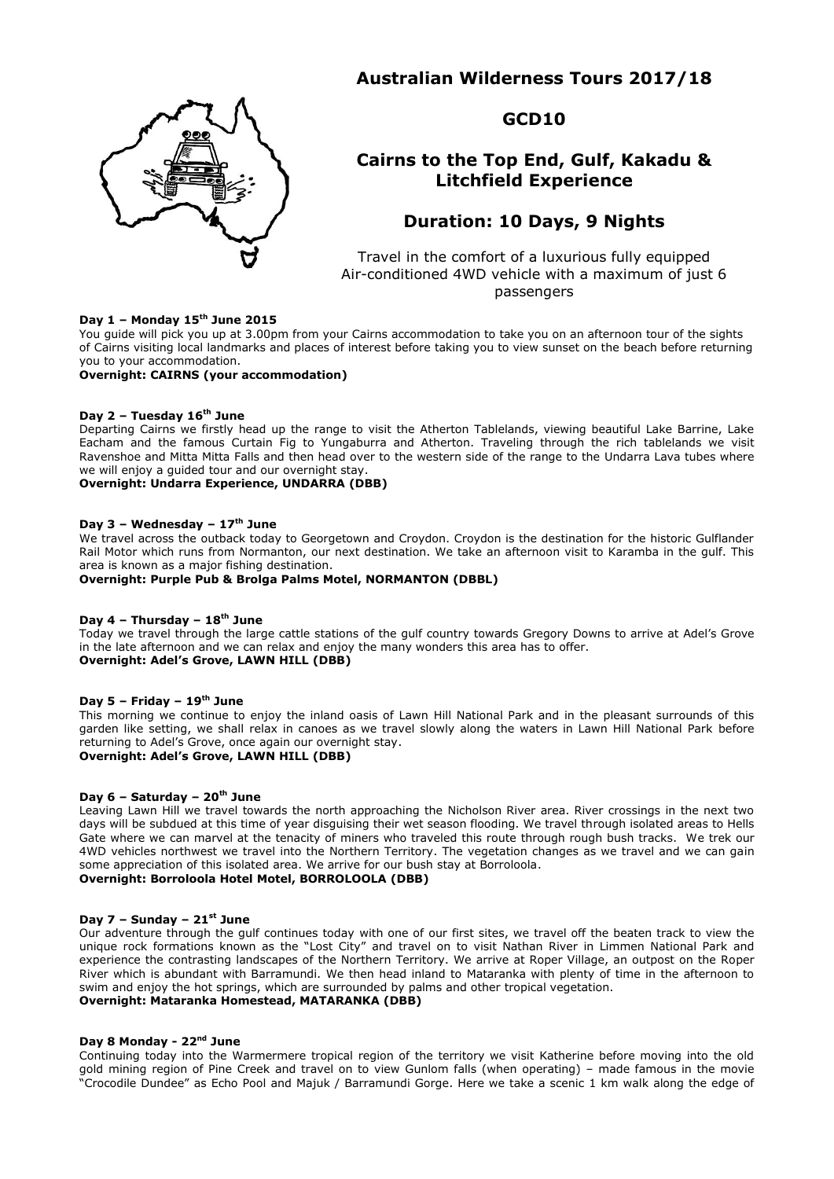# Australian Wilderness Tours 2017/18

## GCD10

## Cairns to the Top End, Gulf, Kakadu & Litchfield Experience

## Duration: 10 Days, 9 Nights

Travel in the comfort of a luxurious fully equipped Air-conditioned 4WD vehicle with a maximum of just 6 passengers

**Day 1 – Monday 15th June 2015**

You guide will pick you up at 3.00pm from your Cairns accommodation to take you on an afternoon tour of the sights of Cairns visiting local landmarks and places of interest before taking you to view sunset on the beach before returning you to your accommodation.

**Overnight: CAIRNS (your accommodation)**

**Day 2 – Tuesday 16th June**

Departing Cairns we firstly head up the range to visit the Atherton Tablelands, viewing beautiful Lake Barrine, Lake Eacham and the famous Curtain Fig to Yungaburra and Atherton. Traveling through the rich tablelands we visit Ravenshoe and Mitta Mitta Falls and then head over to the western side of the range to the Undarra Lava tubes where we will enjoy a guided tour and our overnight stay.

**Overnight: Undarra Experience, UNDARRA (DBB)**

**Day 3 – Wednesday – 17th June**

We travel across the outback today to Georgetown and Croydon. Croydon is the destination for the historic Gulflander Rail Motor which runs from Normanton, our next destination. We take an afternoon visit to Karamba in the gulf. This area is known as a major fishing destination.

**Overnight: Purple Pub & Brolga Palms Motel, NORMANTON (DBBL)**

**Day 4 – Thursday – 18th June**

Today we travel through the large cattle stations of the gulf country towards Gregory Downs to arrive at Adel's Grove in the late afternoon and we can relax and enjoy the many wonders this area has to offer.

**Overnight: Adel's Grove, LAWN HILL (DBB)**

**Day 5 – Friday – 19th June**

This morning we continue to enjoy the inland oasis of Lawn Hill National Park and in the pleasant surrounds of this garden like setting, we shall relax in canoes as we travel slowly along the waters in Lawn Hill National Park before returning to Adel's Grove, once again our overnight stay.

**Overnight: Adel's Grove, LAWN HILL (DBB)**

**Day 6 – Saturday – 20th June**

Leaving Lawn Hill we travel towards the north approaching the Nicholson River area. River crossings in the next two days will be subdued at this time of year disguising their wet season flooding. We travel through isolated areas to Hells Gate where we can marvel at the tenacity of miners who traveled this route through rough bush tracks. We trek our 4WD vehicles northwest we travel into the Northern Territory. The vegetation changes as we travel and we can gain some appreciation of this isolated area. We arrive for our bush stay at Borroloola.

**Overnight: Borroloola Hotel Motel, BORROLOOLA (DBB)**

**Day 7 – Sunday – 21st June**

Our adventure through the gulf continues today with one of our first sites, we travel off the beaten track to view the unique rock formations known as the "Lost City" and travel on to visit Nathan River in Limmen National Park and experience the contrasting landscapes of the Northern Territory. We arrive at Roper Village, an outpost on the Roper River which is abundant with Barramundi. We then head inland to Mataranka with plenty of time in the afternoon to swim and enjoy the hot springs, which are surrounded by palms and other tropical vegetation.

**Overnight: Mataranka Homestead, MATARANKA (DBB)**

**Day 8 Monday - 22nd June**

Continuing today into the Warmermere tropical region of the territory we visit Katherine before moving into the old gold mining region of Pine Creek and travel on to view Gunlom falls (when operating) – made famous in the movie "Crocodile Dundee" as Echo Pool and Majuk / Barramundi Gorge. Here we take a scenic 1 km walk along the edge of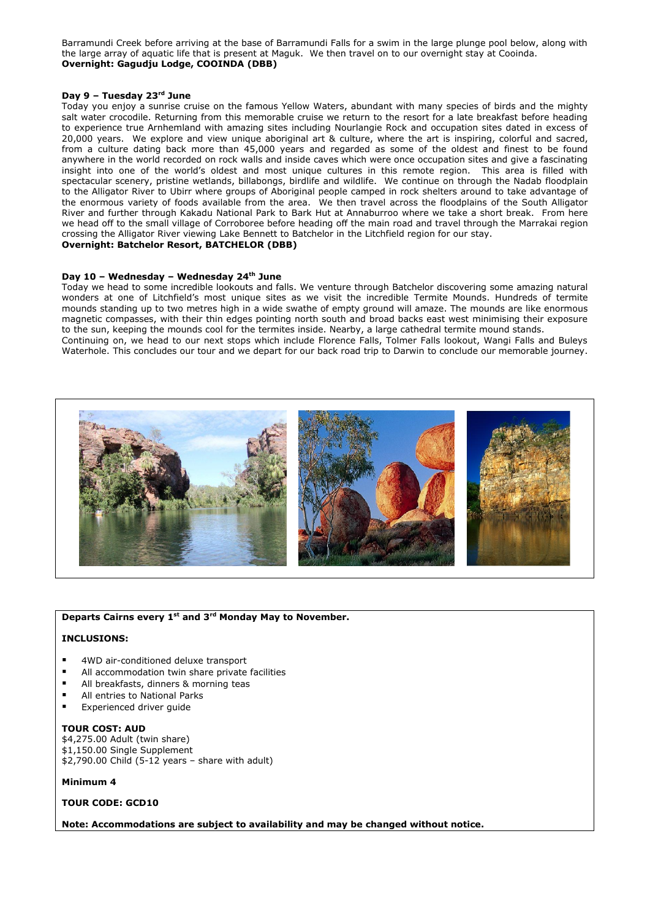Barramundi Creek before arriving at the base of Barramundi Falls for a swim in the large plunge pool below, along with the large array of aquatic life that is present at Maguk. We then travel on to our overnight stay at Cooinda.
**Overnight: Gagudju Lodge, COOINDA (DBB)**

**Day 9 – Tuesday 23rd June**

Today you enjoy a sunrise cruise on the famous Yellow Waters, abundant with many species of birds and the mighty salt water crocodile. Returning from this memorable cruise we return to the resort for a late breakfast before heading to experience true Arnhemland with amazing sites including Nourlangie Rock and occupation sites dated in excess of 20,000 years. We explore and view unique aboriginal art & culture, where the art is inspiring, colorful and sacred, from a culture dating back more than 45,000 years and regarded as some of the oldest and finest to be found anywhere in the world recorded on rock walls and inside caves which were once occupation sites and give a fascinating insight into one of the world's oldest and most unique cultures in this remote region. This area is filled with spectacular scenery, pristine wetlands, billabongs, birdlife and wildlife. We continue on through the Nadab floodplain to the Alligator River to Ubirr where groups of Aboriginal people camped in rock shelters around to take advantage of the enormous variety of foods available from the area. We then travel across the floodplains of the South Alligator River and further through Kakadu National Park to Bark Hut at Annaburroo where we take a short break. From here we head off to the small village of Corroboree before heading off the main road and travel through the Marrakai region crossing the Alligator River viewing Lake Bennett to Batchelor in the Litchfield region for our stay.
**Overnight: Batchelor Resort, BATCHELOR (DBB)**

**Day 10 – Wednesday – Wednesday 24th June**

Today we head to some incredible lookouts and falls. We venture through Batchelor discovering some amazing natural wonders at one of Litchfield's most unique sites as we visit the incredible Termite Mounds. Hundreds of termite mounds standing up to two metres high in a wide swathe of empty ground will amaze. The mounds are like enormous magnetic compasses, with their thin edges pointing north south and broad backs east west minimising their exposure to the sun, keeping the mounds cool for the termites inside. Nearby, a large cathedral termite mound stands.
Continuing on, we head to our next stops which include Florence Falls, Tolmer Falls lookout, Wangi Falls and Buleys Waterhole. This concludes our tour and we depart for our back road trip to Darwin to conclude our memorable journey.

**Departs Cairns every 1st and 3rd Monday May to November.**

**INCLUSIONS:**

- 4WD air-conditioned deluxe transport
- All accommodation twin share private facilities
- All breakfasts, dinners & morning teas
- All entries to National Parks
- Experienced driver guide

**TOUR COST: AUD**
$4,275.00 Adult (twin share)
$1,150.00 Single Supplement
$2,790.00 Child (5-12 years – share with adult)

**Minimum 4**

**TOUR CODE: GCD10**

**Note: Accommodations are subject to availability and may be changed without notice.**